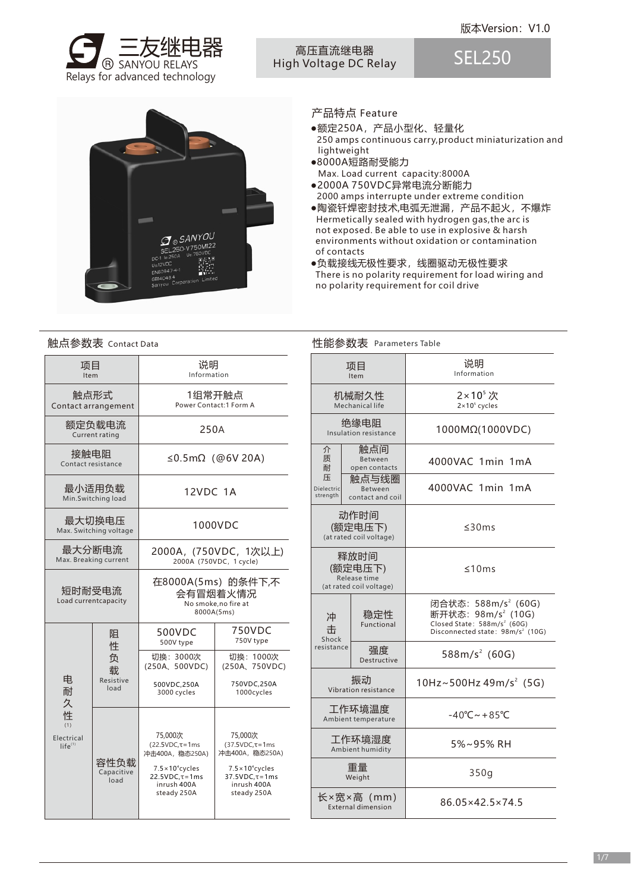版本Version：V1.0

# 三友继电器 SANYOU RELAYS

Relays for advanced technology

## 高压直流继电器 High Voltage DC Relay

## SEL250

### 产品特点 Feature

- 额定250A，产品小型化、轻量化
  250 amps continuous carry,product miniaturization and lightweight
- 8000A短路耐受能力
  Max. Load current capacity:8000A
- 2000A 750VDC异常电流分断能力
  2000 amps interrupte under extreme condition
- 陶瓷钎焊密封技术,电弧无泄漏，产品不起火，不爆炸
  Hermetically sealed with hydrogen gas,the arc is not exposed. Be able to use in explosive & harsh environments without oxidation or contamination of contacts
- 负载接线无极性要求，线圈驱动无极性要求
  There is no polarity requirement for load wiring and no polarity requirement for coil drive

### 触点参数表 Contact Data

| 项目 Item | | 说明 Information | |
|---|---|---|---|
| 触点形式 Contact arrangement | | 1组常开触点 Power Contact:1 Form A | |
| 额定负载电流 Current rating | | 250A | |
| 接触电阻 Contact resistance | | ≤0.5mΩ（@6V 20A) | |
| 最小适用负载 Min.Switching load | | 12VDC 1A | |
| 最大切换电压 Max. Switching voltage | | 1000VDC | |
| 最大分断电流 Max. Breaking current | | 2000A,（750VDC，1次以上) 2000A（750VDC，1 cycle) | |
| 短时耐受电流 Load currentcapacity | | 在8000A(5ms) 的条件下,不会有冒烟着火情况 No smoke,no fire at 8000A(5ms) | |
| 电耐久性(1) Electrical life[1] | | 500VDC 500V type | 750VDC 750V type |
| | 阻性负载 Resistive load | 切换：3000次（250A、500VDC）<br>500VDC,250A 3000 cycles | 切换：1000次（250A、750VDC）<br>750VDC,250A 1000cycles |
| | 容性负载 Capacitive load | 75,000次（22.5VDC,τ=1ms 冲击400A，稳态250A）<br>$7.5\times10^4$cycles 22.5VDC,τ=1ms inrush 400A steady 250A | 75,000次（37.5VDC,τ=1ms 冲击400A，稳态250A）<br>$7.5\times10^4$cycles 37.5VDC,τ=1ms inrush 400A steady 250A |

### 性能参数表 Parameters Table

| 项目 Item | | 说明 Information |
|---|---|---|
| 机械耐久性 Mechanical life | | $2\times10^5$ 次 $2\times10^5$ cycles |
| 绝缘电阻 Insulation resistance | | 1000MΩ(1000VDC) |
| 介质耐压 Dielectric strength | 触点间 Between open contacts | 4000VAC 1min 1mA |
| | 触点与线圈 Between contact and coil | 4000VAC 1min 1mA |
| 动作时间(额定电压下) (at rated coil voltage) | | ≤30ms |
| 释放时间(额定电压下) Release time (at rated coil voltage) | | ≤10ms |
| 冲击 Shock resistance | 稳定性 Functional | 闭合状态：588m/s²（60G）断开状态：98m/s²（10G）<br>Closed State：588m/s²（60G）Disconnected state：98m/s²（10G） |
| | 强度 Destructive | 588m/s²（60G) |
| 振动 Vibration resistance | | 10Hz~500Hz 49m/s²（5G) |
| 工作环境温度 Ambient temperature | | -40℃~+85℃ |
| 工作环境湿度 Ambient humidity | | 5%~95% RH |
| 重量 Weight | | 350g |
| 长×宽×高（mm) External dimension | | 86.05×42.5×74.5 |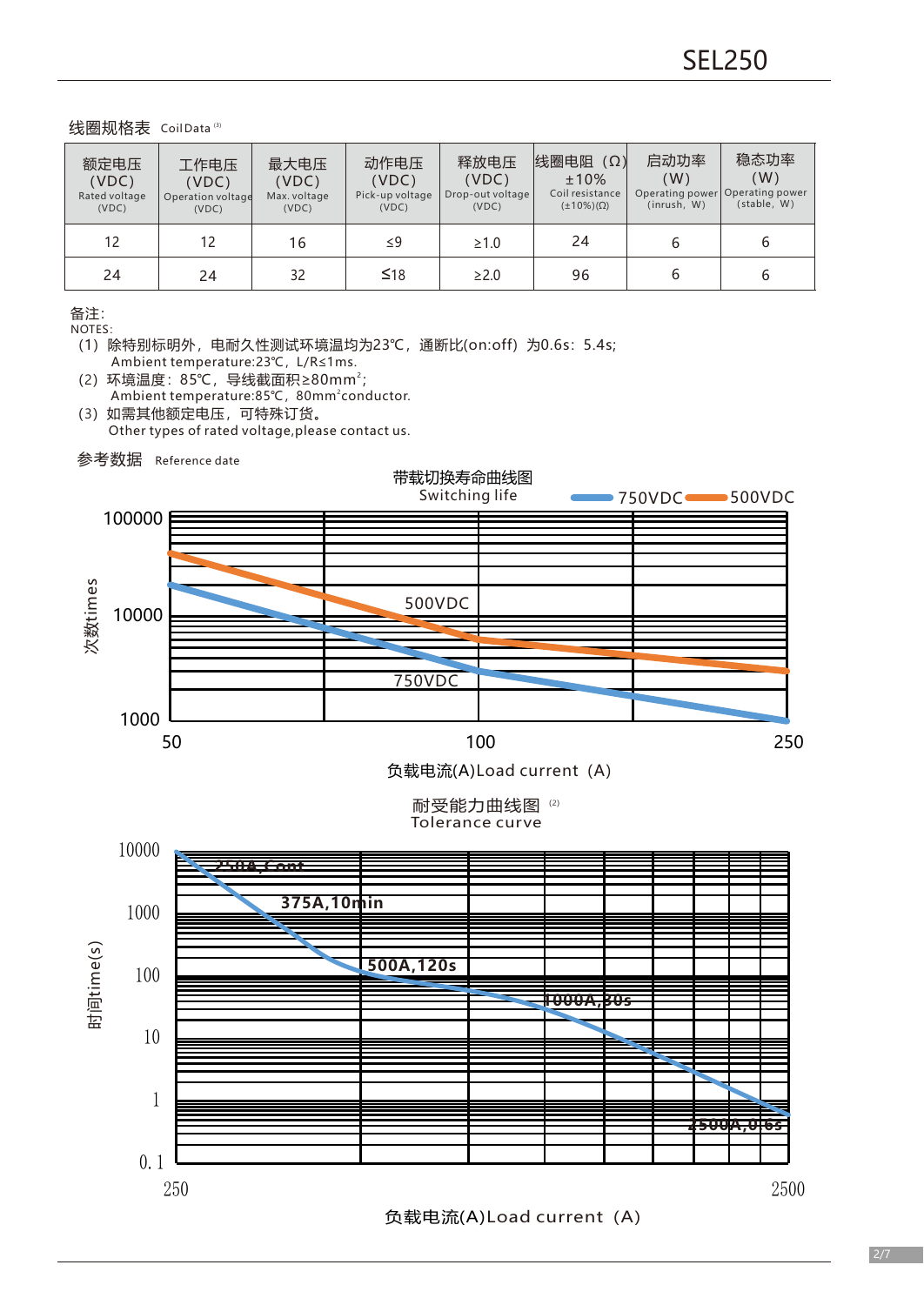## 线圈规格表 Coil Data (3)

| 额定电压 (VDC) Rated voltage (VDC) | 工作电压 (VDC) Operation voltage (VDC) | 最大电压 (VDC) Max. voltage (VDC) | 动作电压 (VDC) Pick-up voltage (VDC) | 释放电压 (VDC) Drop-out voltage (VDC) | 线圈电阻（Ω）±10% Coil resistance (±10%)(Ω) | 启动功率 (W) Operating power (inrush, W) | 稳态功率 (W) Operating power (stable, W) |
|---|---|---|---|---|---|---|---|
| 12 | 12 | 16 | ≤9 | ≥1.0 | 24 | 6 | 6 |
| 24 | 24 | 32 | ≤18 | ≥2.0 | 96 | 6 | 6 |

备注:
NOTES:

(1) 除特别标明外，电耐久性测试环境温均为23℃，通断比(on:off) 为0.6s：5.4s;
   Ambient temperature:23℃，L/R≤1ms.
(2) 环境温度：85℃，导线截面积≥80mm$^2$;
   Ambient temperature:85℃，80mm$^2$conductor.
(3) 如需其他额定电压，可特殊订货。
   Other types of rated voltage,please contact us.

## 参考数据 Reference date

带载切换寿命曲线图
Switching life

750VDC 500VDC

次数times: 100000, 10000, 1000

500VDC

750VDC

负载电流(A)Load current（A）: 50, 100, 250

耐受能力曲线图 (2)
Tolerance curve

时间time(s): 10000, 1000, 100, 10, 1, 0.1

250A,Cont

375A,10min

500A,120s

1000A,30s

2500A,0.6s

负载电流(A)Load current（A）: 250, 2500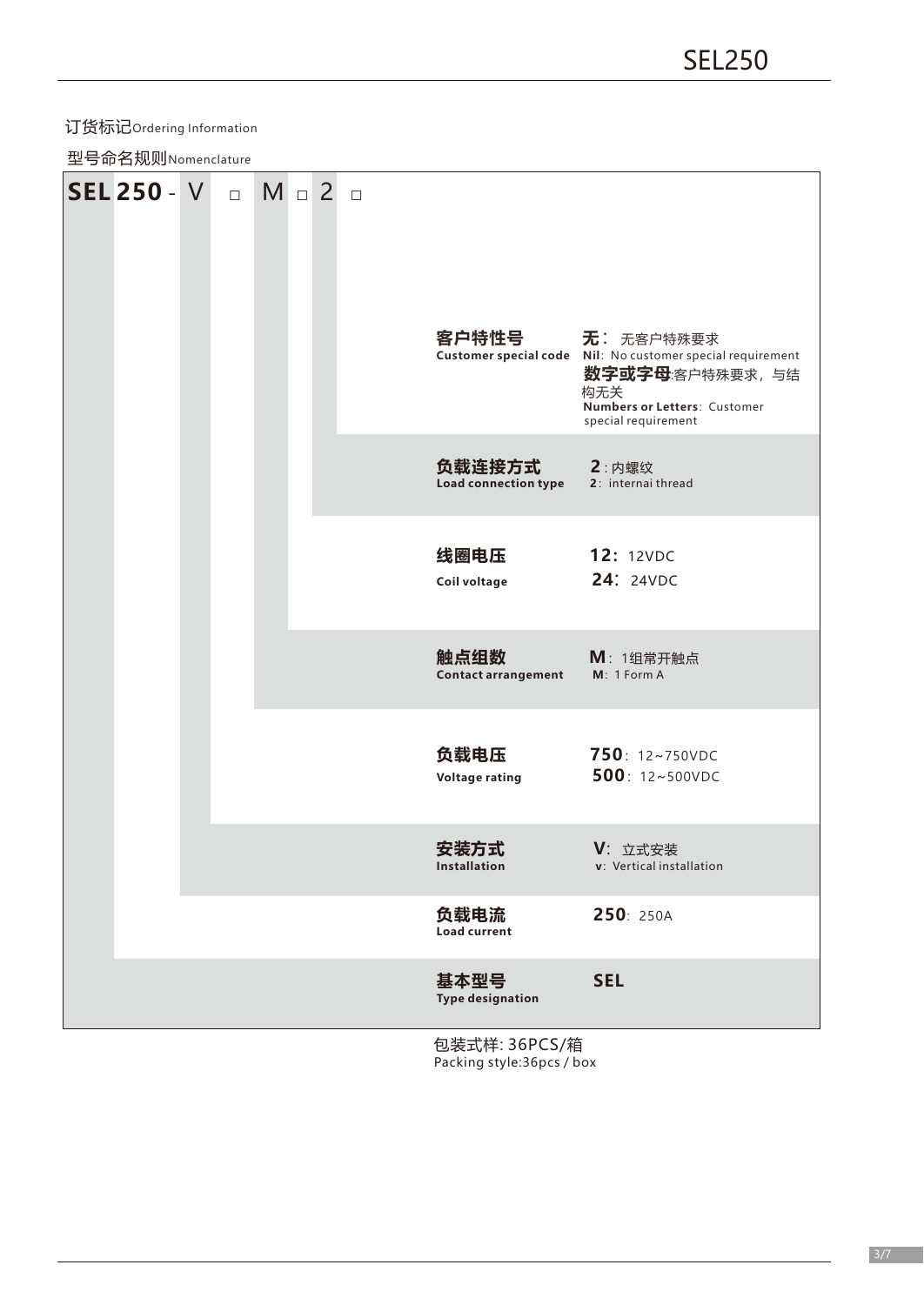## 订货标记Ordering Information

### 型号命名规则Nomenclature

**SEL 250** - V □ M □ 2 □

| 项目 | 说明 |
|---|---|
| **客户特性号**<br>**Customer special code** | **无**：无客户特殊要求<br>**Nil**: No customer special requirement<br>**数字或字母**:客户特殊要求，与结构无关<br>**Numbers or Letters**: Customer special requirement |
| **负载连接方式**<br>**Load connection type** | **2**：内螺纹<br>**2**: internai thread |
| **线圈电压**<br>**Coil voltage** | **12:** 12VDC<br>**24:** 24VDC |
| **触点组数**<br>**Contact arrangement** | **M**：1组常开触点<br>**M**: 1 Form A |
| **负载电压**<br>**Voltage rating** | **750**: 12~750VDC<br>**500**: 12~500VDC |
| **安装方式**<br>**Installation** | **V**: 立式安装<br>**v**: Vertical installation |
| **负载电流**<br>**Load current** | **250**: 250A |
| **基本型号**<br>**Type designation** | **SEL** |

包装式样: 36PCS/箱
Packing style:36pcs / box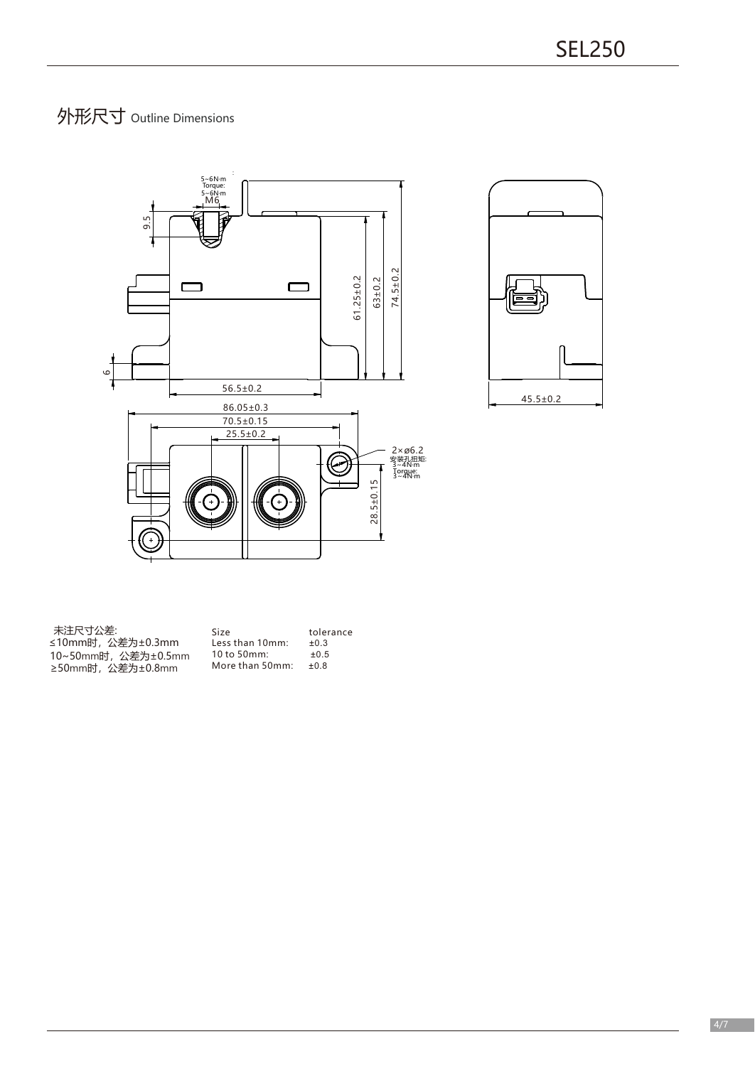## 外形尺寸 Outline Dimensions

5~6N·m
Torque:
5~6N·m
M6

9.5

6

56.5±0.2

61.25±0.2

63±0.2

74.5±0.2

45.5±0.2

86.05±0.3

70.5±0.15

25.5±0.2

2×ø6.2
安装孔扭矩:
3~4N·m
Torque:
3~4N·m

28.5±0.15

未注尺寸公差:
≤10mm时，公差为±0.3mm
10~50mm时，公差为±0.5mm
≥50mm时，公差为±0.8mm

| Size | tolerance |
| --- | --- |
| Less than 10mm: | ±0.3 |
| 10 to 50mm: | ±0.5 |
| More than 50mm: | ±0.8 |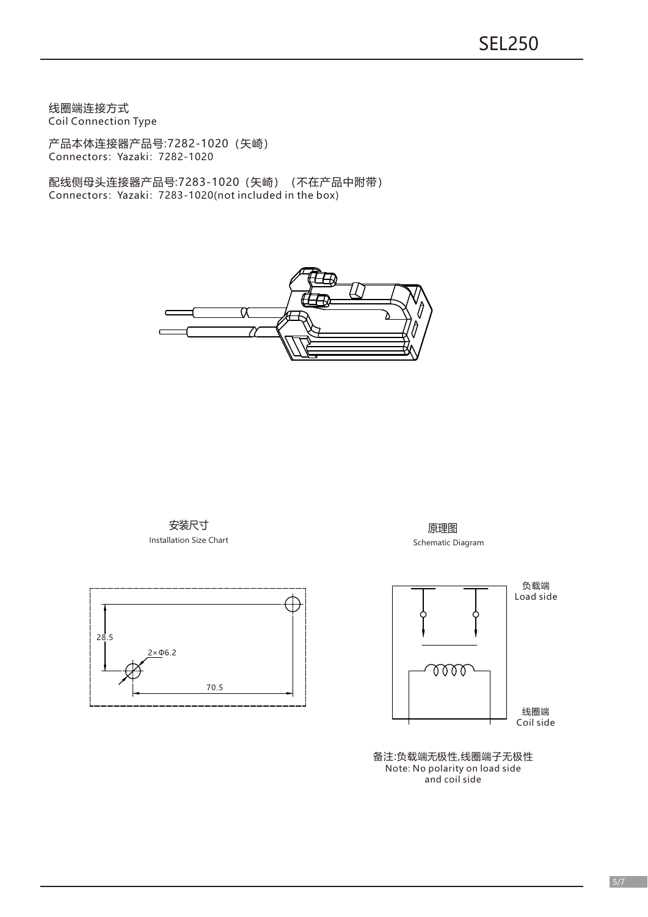线圈端连接方式
Coil Connection Type

产品本体连接器产品号:7282-1020（矢崎）
Connectors：Yazaki：7282-1020

配线侧母头连接器产品号:7283-1020（矢崎）（不在产品中附带）
Connectors：Yazaki：7283-1020(not included in the box)

安装尺寸
Installation Size Chart

28.5

2×Φ6.2

70.5

原理图
Schematic Diagram

负载端
Load side

线圈端
Coil side

备注:负载端无极性,线圈端子无极性
Note: No polarity on load side
and coil side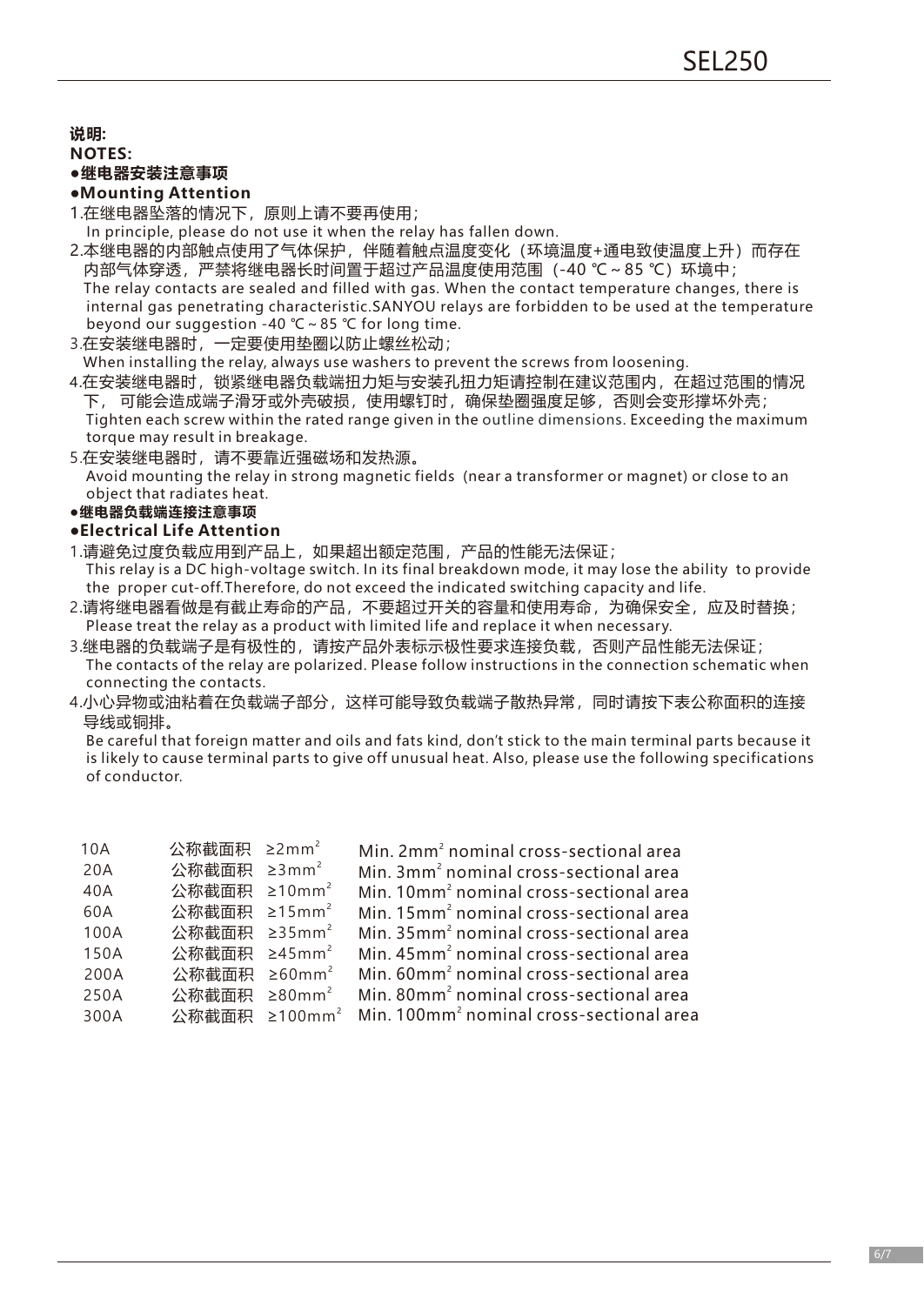**说明:**

**NOTES:**

**●继电器安装注意事项**

**●Mounting Attention**

1.在继电器坠落的情况下，原则上请不要再使用；
In principle, please do not use it when the relay has fallen down.

2.本继电器的内部触点使用了气体保护，伴随着触点温度变化（环境温度+通电致使温度上升）而存在内部气体穿透，严禁将继电器长时间置于超过产品温度使用范围（-40 ℃~85 ℃）环境中；
The relay contacts are sealed and filled with gas. When the contact temperature changes, there is internal gas penetrating characteristic.SANYOU relays are forbidden to be used at the temperature beyond our suggestion -40 ℃~85 ℃ for long time.

3.在安装继电器时，一定要使用垫圈以防止螺丝松动；
When installing the relay, always use washers to prevent the screws from loosening.

4.在安装继电器时，锁紧继电器负载端扭力矩与安装孔扭力矩请控制在建议范围内，在超过范围的情况下， 可能会造成端子滑牙或外壳破损，使用螺钉时，确保垫圈强度足够，否则会变形撑坏外壳；
Tighten each screw within the rated range given in the outline dimensions. Exceeding the maximum torque may result in breakage.

5.在安装继电器时，请不要靠近强磁场和发热源。
Avoid mounting the relay in strong magnetic fields (near a transformer or magnet) or close to an object that radiates heat.

**●继电器负载端连接注意事项**

**●Electrical Life Attention**

1.请避免过度负载应用到产品上，如果超出额定范围，产品的性能无法保证；
This relay is a DC high-voltage switch. In its final breakdown mode, it may lose the ability to provide the proper cut-off.Therefore, do not exceed the indicated switching capacity and life.

2.请将继电器看做是有截止寿命的产品，不要超过开关的容量和使用寿命，为确保安全，应及时替换；
Please treat the relay as a product with limited life and replace it when necessary.

3.继电器的负载端子是有极性的，请按产品外表标示极性要求连接负载，否则产品性能无法保证；
The contacts of the relay are polarized. Please follow instructions in the connection schematic when connecting the contacts.

4.小心异物或油粘着在负载端子部分，这样可能导致负载端子散热异常，同时请按下表公称面积的连接导线或铜排。
Be careful that foreign matter and oils and fats kind, don't stick to the main terminal parts because it is likely to cause terminal parts to give off unusual heat. Also, please use the following specifications of conductor.

| | | |
|---|---|---|
| 10A | 公称截面积 ≥2mm² | Min. 2mm² nominal cross-sectional area |
| 20A | 公称截面积 ≥3mm² | Min. 3mm² nominal cross-sectional area |
| 40A | 公称截面积 ≥10mm² | Min. 10mm² nominal cross-sectional area |
| 60A | 公称截面积 ≥15mm² | Min. 15mm² nominal cross-sectional area |
| 100A | 公称截面积 ≥35mm² | Min. 35mm² nominal cross-sectional area |
| 150A | 公称截面积 ≥45mm² | Min. 45mm² nominal cross-sectional area |
| 200A | 公称截面积 ≥60mm² | Min. 60mm² nominal cross-sectional area |
| 250A | 公称截面积 ≥80mm² | Min. 80mm² nominal cross-sectional area |
| 300A | 公称截面积 ≥100mm² | Min. 100mm² nominal cross-sectional area |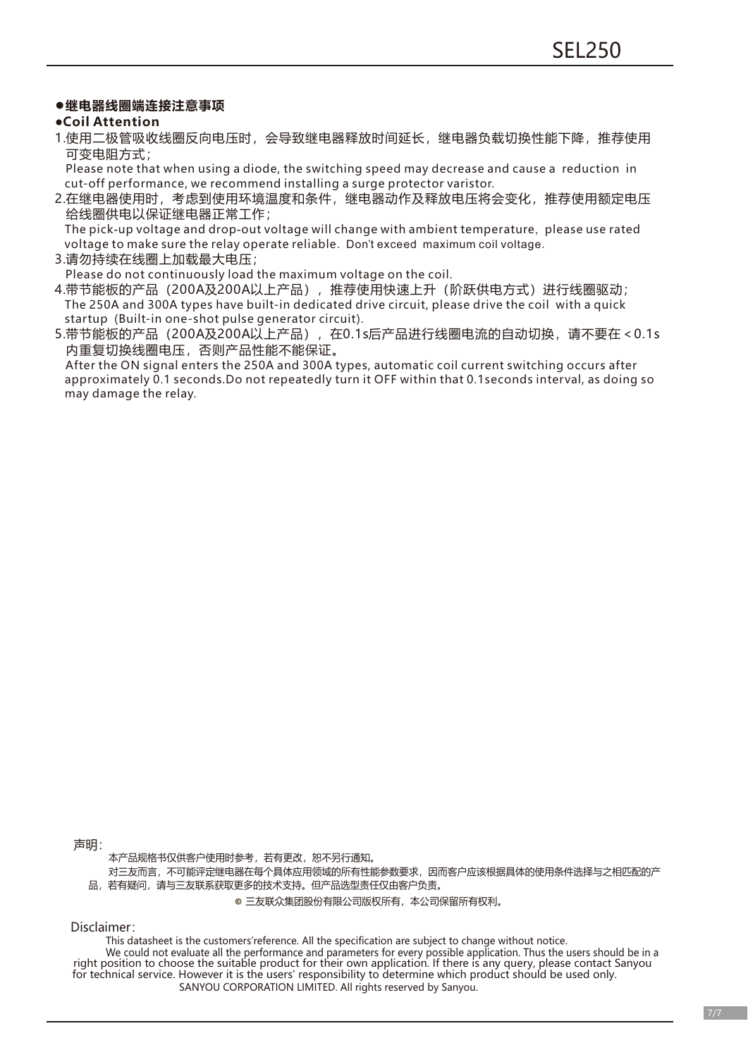## ●继电器线圈端连接注意事项

## ●Coil Attention

1.使用二极管吸收线圈反向电压时，会导致继电器释放时间延长，继电器负载切换性能下降，推荐使用可变电阻方式；
Please note that when using a diode, the switching speed may decrease and cause a reduction in cut-off performance, we recommend installing a surge protector varistor.

2.在继电器使用时，考虑到使用环境温度和条件，继电器动作及释放电压将会变化，推荐使用额定电压给线圈供电以保证继电器正常工作；
The pick-up voltage and drop-out voltage will change with ambient temperature, please use rated voltage to make sure the relay operate reliable. Don't exceed maximum coil voltage.

3.请勿持续在线圈上加载最大电压；
Please do not continuously load the maximum voltage on the coil.

4.带节能板的产品（200A及200A以上产品），推荐使用快速上升（阶跃供电方式）进行线圈驱动；
The 250A and 300A types have built-in dedicated drive circuit, please drive the coil with a quick startup (Built-in one-shot pulse generator circuit).

5.带节能板的产品（200A及200A以上产品），在0.1s后产品进行线圈电流的自动切换，请不要在 < 0.1s 内重复切换线圈电压，否则产品性能不能保证。
After the ON signal enters the 250A and 300A types, automatic coil current switching occurs after approximately 0.1 seconds.Do not repeatedly turn it OFF within that 0.1seconds interval, as doing so may damage the relay.

声明：

本产品规格书仅供客户使用时参考，若有更改，恕不另行通知。

对三友而言，不可能评定继电器在每个具体应用领域的所有性能参数要求，因而客户应该根据具体的使用条件选择与之相匹配的产品，若有疑问，请与三友联系获取更多的技术支持。但产品选型责任仅由客户负责。

© 三友联众集团股份有限公司版权所有，本公司保留所有权利。

Disclaimer:

This datasheet is the customers'reference. All the specification are subject to change without notice.

We could not evaluate all the performance and parameters for every possible application. Thus the users should be in a right position to choose the suitable product for their own application. If there is any query, please contact Sanyou for technical service. However it is the users' responsibility to determine which product should be used only.

SANYOU CORPORATION LIMITED. All rights reserved by Sanyou.